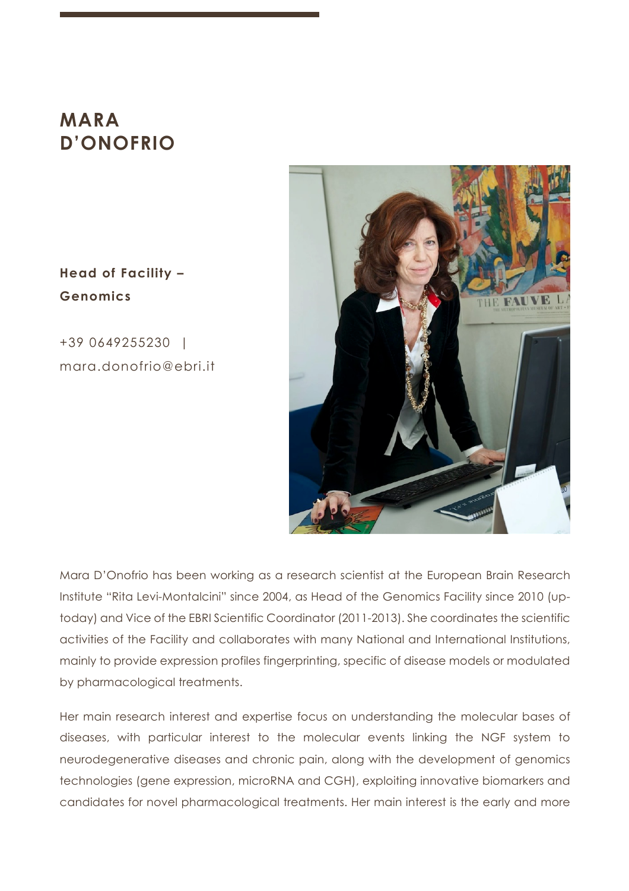# MARA D'ONOFRIO

**Head of Facility – Genomics**

+39 0649255230 | mara.donofrio@ebri.it

Mara D'Onofrio has been working as a research scientist at the European Brain Research Institute "Rita Levi-Montalcini" since 2004, as Head of the Genomics Facility since 2010 (up-today) and Vice of the EBRI Scientific Coordinator (2011-2013). She coordinates the scientific activities of the Facility and collaborates with many National and International Institutions, mainly to provide expression profiles fingerprinting, specific of disease models or modulated by pharmacological treatments.

Her main research interest and expertise focus on understanding the molecular bases of diseases, with particular interest to the molecular events linking the NGF system to neurodegenerative diseases and chronic pain, along with the development of genomics technologies (gene expression, microRNA and CGH), exploiting innovative biomarkers and candidates for novel pharmacological treatments. Her main interest is the early and more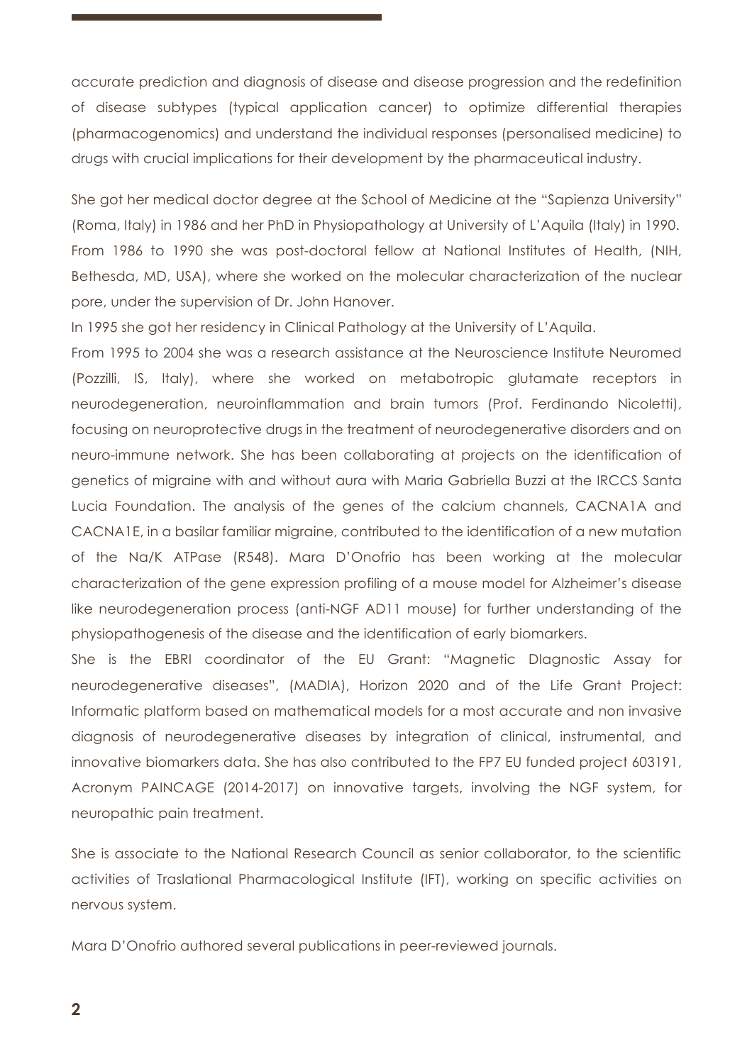accurate prediction and diagnosis of disease and disease progression and the redefinition of disease subtypes (typical application cancer) to optimize differential therapies (pharmacogenomics) and understand the individual responses (personalised medicine) to drugs with crucial implications for their development by the pharmaceutical industry.

She got her medical doctor degree at the School of Medicine at the "Sapienza University" (Roma, Italy) in 1986 and her PhD in Physiopathology at University of L'Aquila (Italy) in 1990. From 1986 to 1990 she was post-doctoral fellow at National Institutes of Health, (NIH, Bethesda, MD, USA), where she worked on the molecular characterization of the nuclear pore, under the supervision of Dr. John Hanover.

In 1995 she got her residency in Clinical Pathology at the University of L'Aquila.

From 1995 to 2004 she was a research assistance at the Neuroscience Institute Neuromed (Pozzilli, IS, Italy), where she worked on metabotropic glutamate receptors in neurodegeneration, neuroinflammation and brain tumors (Prof. Ferdinando Nicoletti), focusing on neuroprotective drugs in the treatment of neurodegenerative disorders and on neuro-immune network. She has been collaborating at projects on the identification of genetics of migraine with and without aura with Maria Gabriella Buzzi at the IRCCS Santa Lucia Foundation. The analysis of the genes of the calcium channels, CACNA1A and CACNA1E, in a basilar familiar migraine, contributed to the identification of a new mutation of the Na/K ATPase (R548). Mara D'Onofrio has been working at the molecular characterization of the gene expression profiling of a mouse model for Alzheimer's disease like neurodegeneration process (anti-NGF AD11 mouse) for further understanding of the physiopathogenesis of the disease and the identification of early biomarkers.

She is the EBRI coordinator of the EU Grant: "Magnetic DIagnostic Assay for neurodegenerative diseases", (MADIA), Horizon 2020 and of the Life Grant Project: Informatic platform based on mathematical models for a most accurate and non invasive diagnosis of neurodegenerative diseases by integration of clinical, instrumental, and innovative biomarkers data. She has also contributed to the FP7 EU funded project 603191, Acronym PAINCAGE (2014-2017) on innovative targets, involving the NGF system, for neuropathic pain treatment.

She is associate to the National Research Council as senior collaborator, to the scientific activities of Traslational Pharmacological Institute (IFT), working on specific activities on nervous system.

Mara D'Onofrio authored several publications in peer-reviewed journals.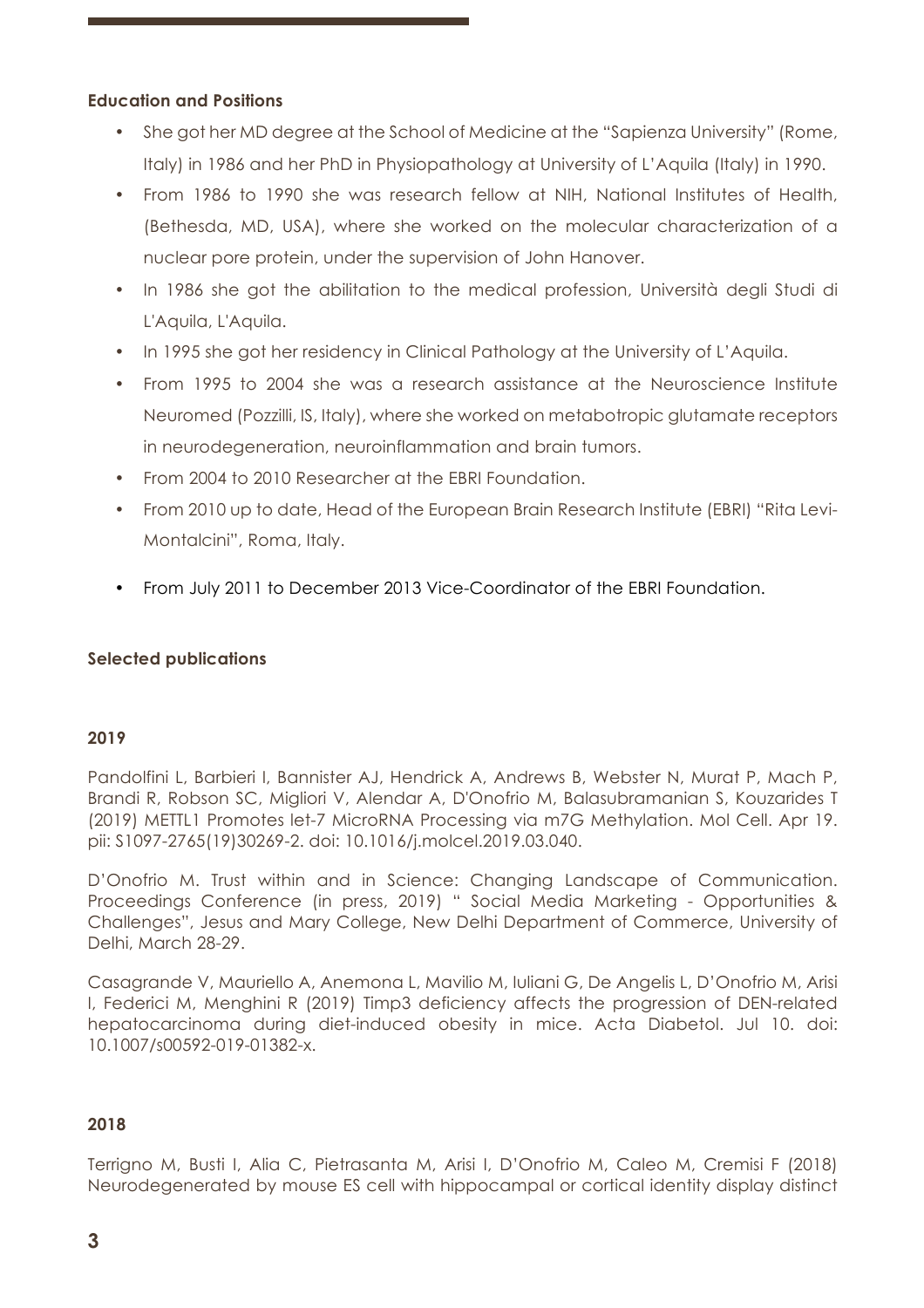**Education and Positions**

- She got her MD degree at the School of Medicine at the "Sapienza University" (Rome, Italy) in 1986 and her PhD in Physiopathology at University of L'Aquila (Italy) in 1990.
- From 1986 to 1990 she was research fellow at NIH, National Institutes of Health, (Bethesda, MD, USA), where she worked on the molecular characterization of a nuclear pore protein, under the supervision of John Hanover.
- In 1986 she got the abilitation to the medical profession, Università degli Studi di L'Aquila, L'Aquila.
- In 1995 she got her residency in Clinical Pathology at the University of L'Aquila.
- From 1995 to 2004 she was a research assistance at the Neuroscience Institute Neuromed (Pozzilli, IS, Italy), where she worked on metabotropic glutamate receptors in neurodegeneration, neuroinflammation and brain tumors.
- From 2004 to 2010 Researcher at the EBRI Foundation.
- From 2010 up to date, Head of the European Brain Research Institute (EBRI) "Rita Levi-Montalcini", Roma, Italy.
- From July 2011 to December 2013 Vice-Coordinator of the EBRI Foundation.

**Selected publications**

**2019**

Pandolfini L, Barbieri I, Bannister AJ, Hendrick A, Andrews B, Webster N, Murat P, Mach P, Brandi R, Robson SC, Migliori V, Alendar A, D'Onofrio M, Balasubramanian S, Kouzarides T (2019) METTL1 Promotes let-7 MicroRNA Processing via m7G Methylation. Mol Cell. Apr 19. pii: S1097-2765(19)30269-2. doi: 10.1016/j.molcel.2019.03.040.

D'Onofrio M. Trust within and in Science: Changing Landscape of Communication. Proceedings Conference (in press, 2019) " Social Media Marketing - Opportunities & Challenges", Jesus and Mary College, New Delhi Department of Commerce, University of Delhi, March 28-29.

Casagrande V, Mauriello A, Anemona L, Mavilio M, Iuliani G, De Angelis L, D'Onofrio M, Arisi I, Federici M, Menghini R (2019) Timp3 deficiency affects the progression of DEN-related hepatocarcinoma during diet-induced obesity in mice. Acta Diabetol. Jul 10. doi: 10.1007/s00592-019-01382-x.

**2018**

Terrigno M, Busti I, Alia C, Pietrasanta M, Arisi I, D'Onofrio M, Caleo M, Cremisi F (2018) Neurodegenerated by mouse ES cell with hippocampal or cortical identity display distinct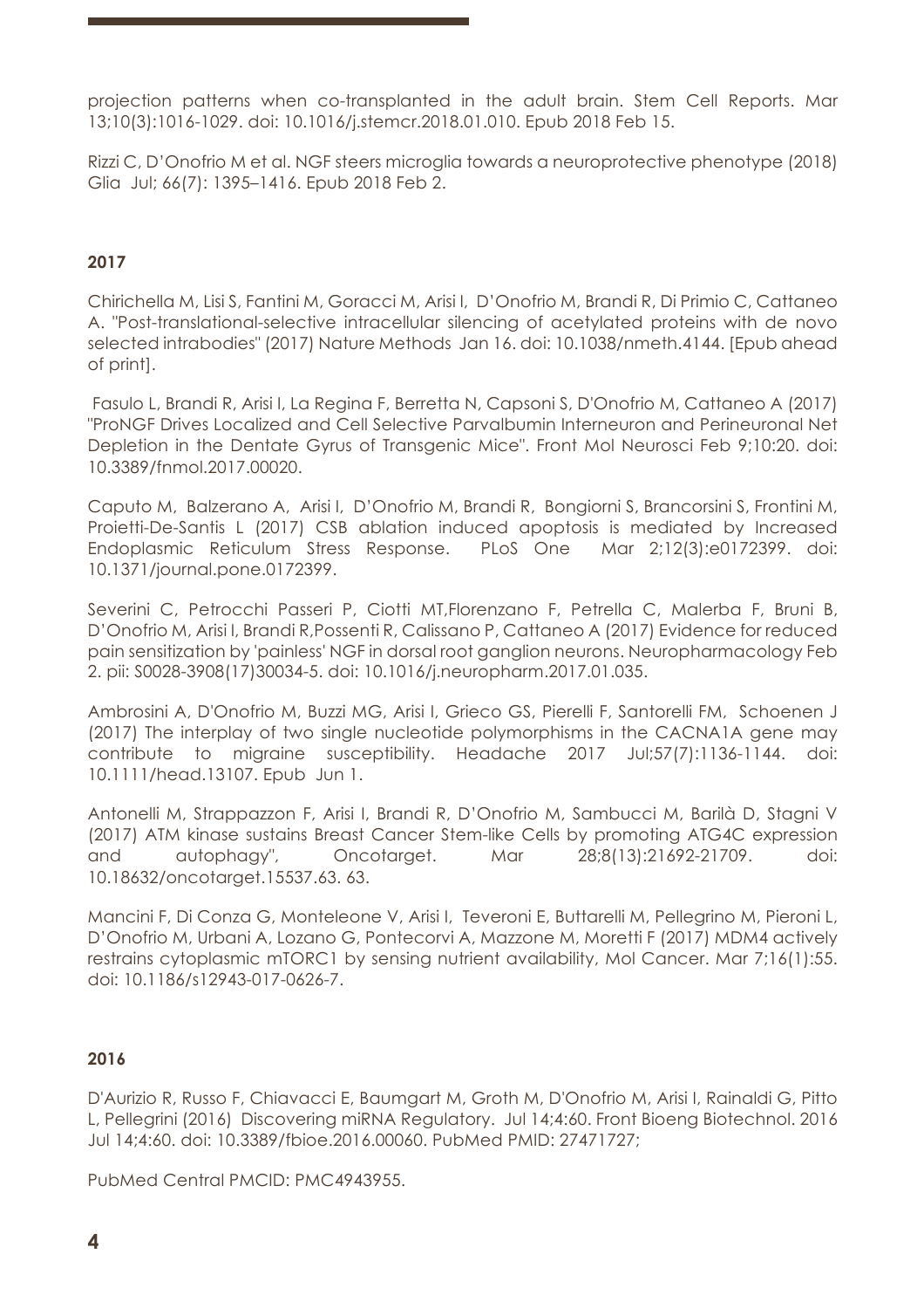projection patterns when co-transplanted in the adult brain. Stem Cell Reports. Mar 13;10(3):1016-1029. doi: 10.1016/j.stemcr.2018.01.010. Epub 2018 Feb 15.

Rizzi C, D'Onofrio M et al. NGF steers microglia towards a neuroprotective phenotype (2018) Glia Jul; 66(7): 1395–1416. Epub 2018 Feb 2.

**2017**

Chirichella M, Lisi S, Fantini M, Goracci M, Arisi I, D'Onofrio M, Brandi R, Di Primio C, Cattaneo A. "Post-translational-selective intracellular silencing of acetylated proteins with de novo selected intrabodies" (2017) Nature Methods Jan 16. doi: 10.1038/nmeth.4144. [Epub ahead of print].

Fasulo L, Brandi R, Arisi I, La Regina F, Berretta N, Capsoni S, D'Onofrio M, Cattaneo A (2017) "ProNGF Drives Localized and Cell Selective Parvalbumin Interneuron and Perineuronal Net Depletion in the Dentate Gyrus of Transgenic Mice". Front Mol Neurosci Feb 9;10:20. doi: 10.3389/fnmol.2017.00020.

Caputo M, Balzerano A, Arisi I, D'Onofrio M, Brandi R, Bongiorni S, Brancorsini S, Frontini M, Proietti-De-Santis L (2017) CSB ablation induced apoptosis is mediated by Increased Endoplasmic Reticulum Stress Response. PLoS One Mar 2;12(3):e0172399. doi: 10.1371/journal.pone.0172399.

Severini C, Petrocchi Passeri P, Ciotti MT,Florenzano F, Petrella C, Malerba F, Bruni B, D'Onofrio M, Arisi I, Brandi R,Possenti R, Calissano P, Cattaneo A (2017) Evidence for reduced pain sensitization by 'painless' NGF in dorsal root ganglion neurons. Neuropharmacology Feb 2. pii: S0028-3908(17)30034-5. doi: 10.1016/j.neuropharm.2017.01.035.

Ambrosini A, D'Onofrio M, Buzzi MG, Arisi I, Grieco GS, Pierelli F, Santorelli FM, Schoenen J (2017) The interplay of two single nucleotide polymorphisms in the CACNA1A gene may contribute to migraine susceptibility. Headache 2017 Jul;57(7):1136-1144. doi: 10.1111/head.13107. Epub Jun 1.

Antonelli M, Strappazzon F, Arisi I, Brandi R, D'Onofrio M, Sambucci M, Barilà D, Stagni V (2017) ATM kinase sustains Breast Cancer Stem-like Cells by promoting ATG4C expression and autophagy", Oncotarget. Mar 28;8(13):21692-21709. doi: 10.18632/oncotarget.15537.63. 63.

Mancini F, Di Conza G, Monteleone V, Arisi I, Teveroni E, Buttarelli M, Pellegrino M, Pieroni L, D'Onofrio M, Urbani A, Lozano G, Pontecorvi A, Mazzone M, Moretti F (2017) MDM4 actively restrains cytoplasmic mTORC1 by sensing nutrient availability, Mol Cancer. Mar 7;16(1):55. doi: 10.1186/s12943-017-0626-7.

**2016**

D'Aurizio R, Russo F, Chiavacci E, Baumgart M, Groth M, D'Onofrio M, Arisi I, Rainaldi G, Pitto L, Pellegrini (2016) Discovering miRNA Regulatory. Jul 14;4:60. Front Bioeng Biotechnol. 2016 Jul 14;4:60. doi: 10.3389/fbioe.2016.00060. PubMed PMID: 27471727;

PubMed Central PMCID: PMC4943955.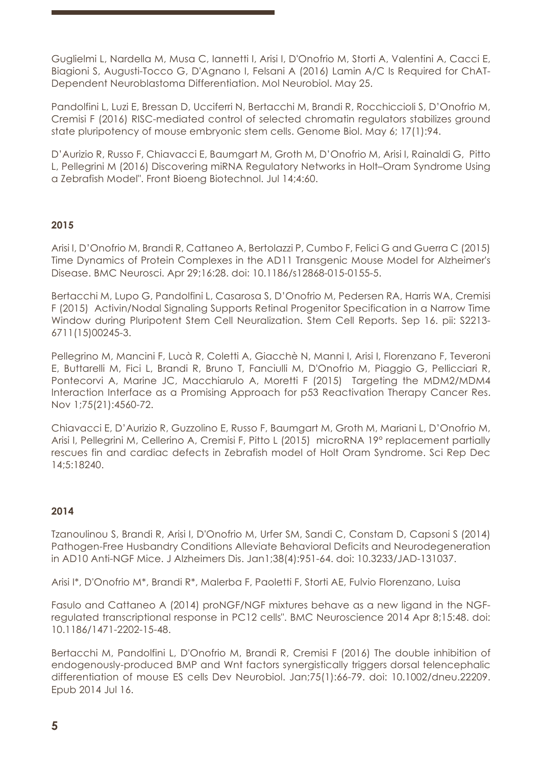Guglielmi L, Nardella M, Musa C, Iannetti I, Arisi I, D'Onofrio M, Storti A, Valentini A, Cacci E, Biagioni S, Augusti-Tocco G, D'Agnano I, Felsani A (2016) Lamin A/C Is Required for ChAT-Dependent Neuroblastoma Differentiation. Mol Neurobiol. May 25.

Pandolfini L, Luzi E, Bressan D, Ucciferri N, Bertacchi M, Brandi R, Rocchiccioli S, D'Onofrio M, Cremisi F (2016) RISC-mediated control of selected chromatin regulators stabilizes ground state pluripotency of mouse embryonic stem cells. Genome Biol. May 6; 17(1):94.

D'Aurizio R, Russo F, Chiavacci E, Baumgart M, Groth M, D'Onofrio M, Arisi I, Rainaldi G, Pitto L, Pellegrini M (2016) Discovering miRNA Regulatory Networks in Holt–Oram Syndrome Using a Zebrafish Model". Front Bioeng Biotechnol. Jul 14;4:60.

**2015**

Arisi I, D'Onofrio M, Brandi R, Cattaneo A, Bertolazzi P, Cumbo F, Felici G and Guerra C (2015) Time Dynamics of Protein Complexes in the AD11 Transgenic Mouse Model for Alzheimer's Disease. BMC Neurosci. Apr 29;16:28. doi: 10.1186/s12868-015-0155-5.

Bertacchi M, Lupo G, Pandolfini L, Casarosa S, D'Onofrio M, Pedersen RA, Harris WA, Cremisi F (2015) Activin/Nodal Signaling Supports Retinal Progenitor Specification in a Narrow Time Window during Pluripotent Stem Cell Neuralization. Stem Cell Reports. Sep 16. pii: S2213-6711(15)00245-3.

Pellegrino M, Mancini F, Lucà R, Coletti A, Giacchè N, Manni I, Arisi I, Florenzano F, Teveroni E, Buttarelli M, Fici L, Brandi R, Bruno T, Fanciulli M, D'Onofrio M, Piaggio G, Pellicciari R, Pontecorvi A, Marine JC, Macchiarulo A, Moretti F (2015) Targeting the MDM2/MDM4 Interaction Interface as a Promising Approach for p53 Reactivation Therapy Cancer Res. Nov 1;75(21):4560-72.

Chiavacci E, D'Aurizio R, Guzzolino E, Russo F, Baumgart M, Groth M, Mariani L, D'Onofrio M, Arisi I, Pellegrini M, Cellerino A, Cremisi F, Pitto L (2015) microRNA 19° replacement partially rescues fin and cardiac defects in Zebrafish model of Holt Oram Syndrome. Sci Rep Dec 14;5:18240.

**2014**

Tzanoulinou S, Brandi R, Arisi I, D'Onofrio M, Urfer SM, Sandi C, Constam D, Capsoni S (2014) Pathogen-Free Husbandry Conditions Alleviate Behavioral Deficits and Neurodegeneration in AD10 Anti-NGF Mice. J Alzheimers Dis. Jan1;38(4):951-64. doi: 10.3233/JAD-131037.

Arisi I*, D'Onofrio M*, Brandi R*, Malerba F, Paoletti F, Storti AE, Fulvio Florenzano, Luisa

Fasulo and Cattaneo A (2014) proNGF/NGF mixtures behave as a new ligand in the NGF-regulated transcriptional response in PC12 cells". BMC Neuroscience 2014 Apr 8;15:48. doi: 10.1186/1471-2202-15-48.

Bertacchi M, Pandolfini L, D'Onofrio M, Brandi R, Cremisi F (2016) The double inhibition of endogenously-produced BMP and Wnt factors synergistically triggers dorsal telencephalic differentiation of mouse ES cells Dev Neurobiol. Jan;75(1):66-79. doi: 10.1002/dneu.22209. Epub 2014 Jul 16.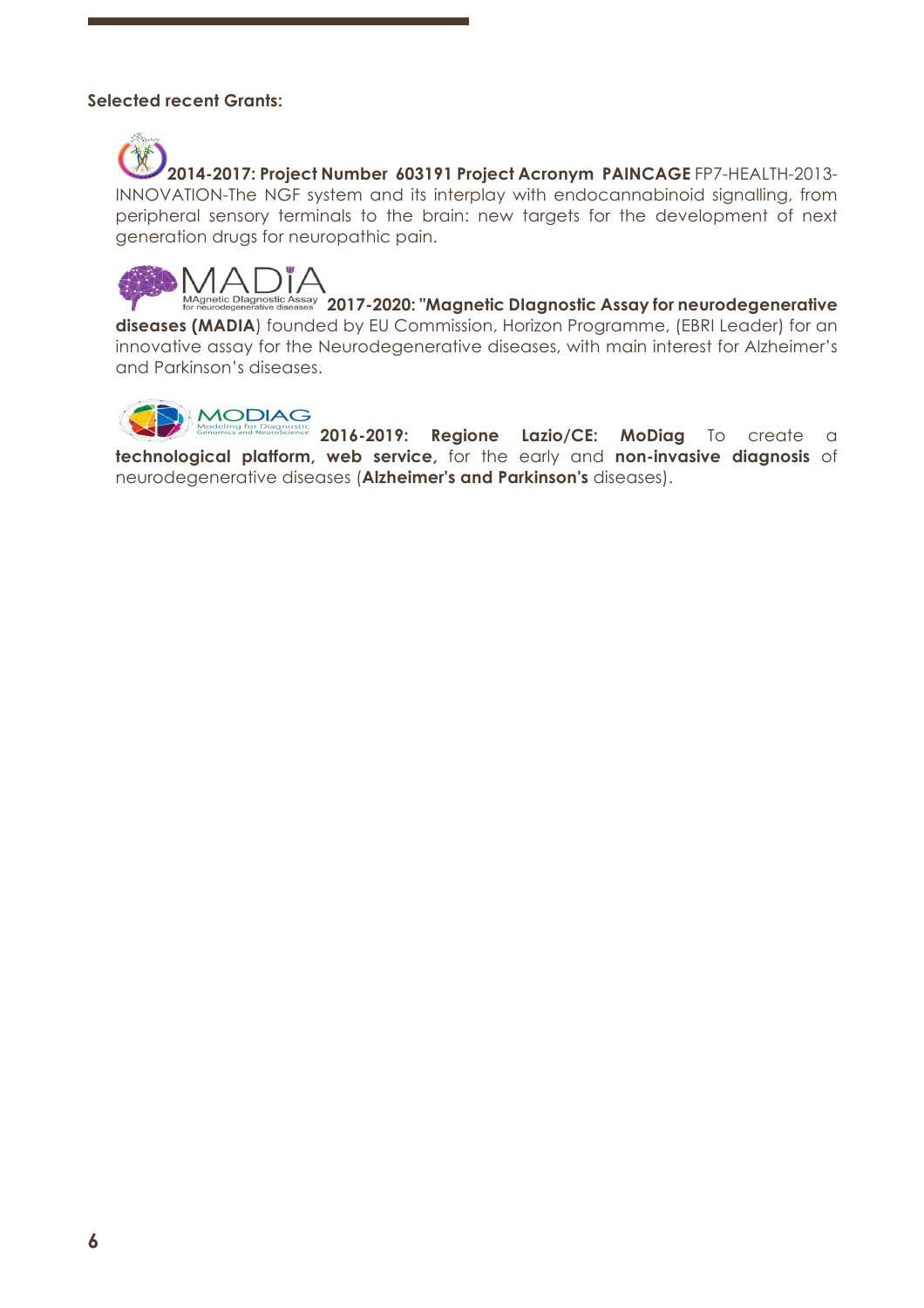**Selected recent Grants:**

**2014-2017: Project Number 603191 Project Acronym PAINCAGE** FP7-HEALTH-2013-INNOVATION-The NGF system and its interplay with endocannabinoid signalling, from peripheral sensory terminals to the brain: new targets for the development of next generation drugs for neuropathic pain.

MADiA
MAgnetic DIagnostic Assay for neurodegenerative diseases

**2017-2020: "Magnetic DIagnostic Assay for neurodegenerative diseases (MADIA**) founded by EU Commission, Horizon Programme, (EBRI Leader) for an innovative assay for the Neurodegenerative diseases, with main interest for Alzheimer's and Parkinson's diseases.

MODIAG
Modeling for Diagnostic Genomics and NeuroScience

**2016-2019: Regione Lazio/CE: MoDiag** To create a **technological platform**, **web service**, for the early and **non-invasive diagnosis** of neurodegenerative diseases (**Alzheimer's and Parkinson's** diseases).